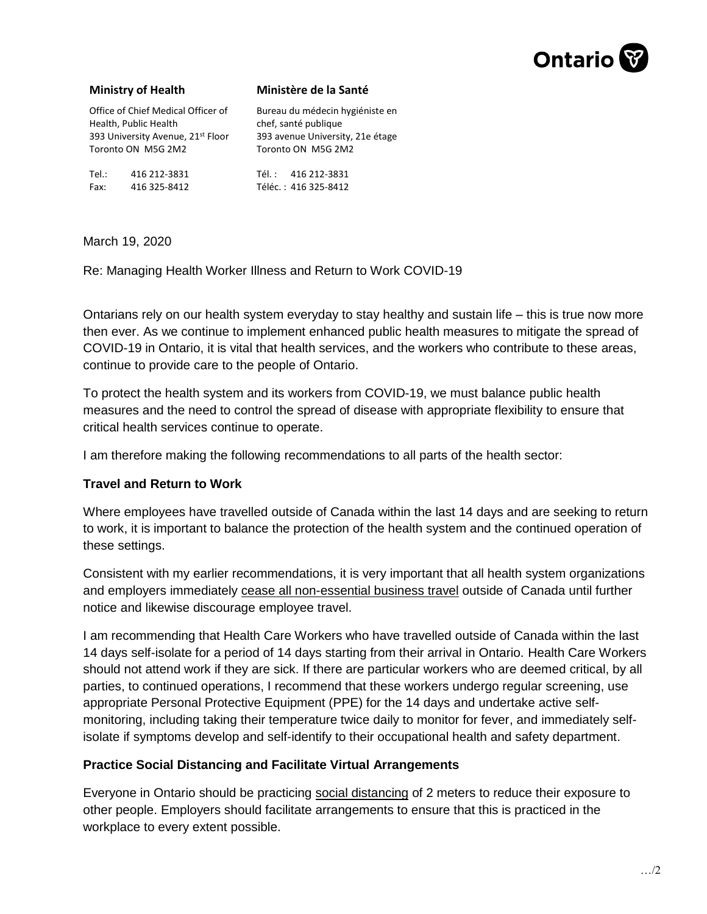Ontario

**Ministry of Health**

Office of Chief Medical Officer of Health, Public Health
393 University Avenue, 21st Floor
Toronto ON M5G 2M2

Tel.: 416 212-3831
Fax: 416 325-8412

**Ministère de la Santé**

Bureau du médecin hygiéniste en chef, santé publique
393 avenue University, 21e étage
Toronto ON M5G 2M2

Tél. : 416 212-3831
Téléc. : 416 325-8412

March 19, 2020

Re: Managing Health Worker Illness and Return to Work COVID-19

Ontarians rely on our health system everyday to stay healthy and sustain life – this is true now more then ever. As we continue to implement enhanced public health measures to mitigate the spread of COVID-19 in Ontario, it is vital that health services, and the workers who contribute to these areas, continue to provide care to the people of Ontario.

To protect the health system and its workers from COVID-19, we must balance public health measures and the need to control the spread of disease with appropriate flexibility to ensure that critical health services continue to operate.

I am therefore making the following recommendations to all parts of the health sector:

**Travel and Return to Work**

Where employees have travelled outside of Canada within the last 14 days and are seeking to return to work, it is important to balance the protection of the health system and the continued operation of these settings.

Consistent with my earlier recommendations, it is very important that all health system organizations and employers immediately cease all non-essential business travel outside of Canada until further notice and likewise discourage employee travel.

I am recommending that Health Care Workers who have travelled outside of Canada within the last 14 days self-isolate for a period of 14 days starting from their arrival in Ontario. Health Care Workers should not attend work if they are sick. If there are particular workers who are deemed critical, by all parties, to continued operations, I recommend that these workers undergo regular screening, use appropriate Personal Protective Equipment (PPE) for the 14 days and undertake active self-monitoring, including taking their temperature twice daily to monitor for fever, and immediately self-isolate if symptoms develop and self-identify to their occupational health and safety department.

**Practice Social Distancing and Facilitate Virtual Arrangements**

Everyone in Ontario should be practicing social distancing of 2 meters to reduce their exposure to other people. Employers should facilitate arrangements to ensure that this is practiced in the workplace to every extent possible.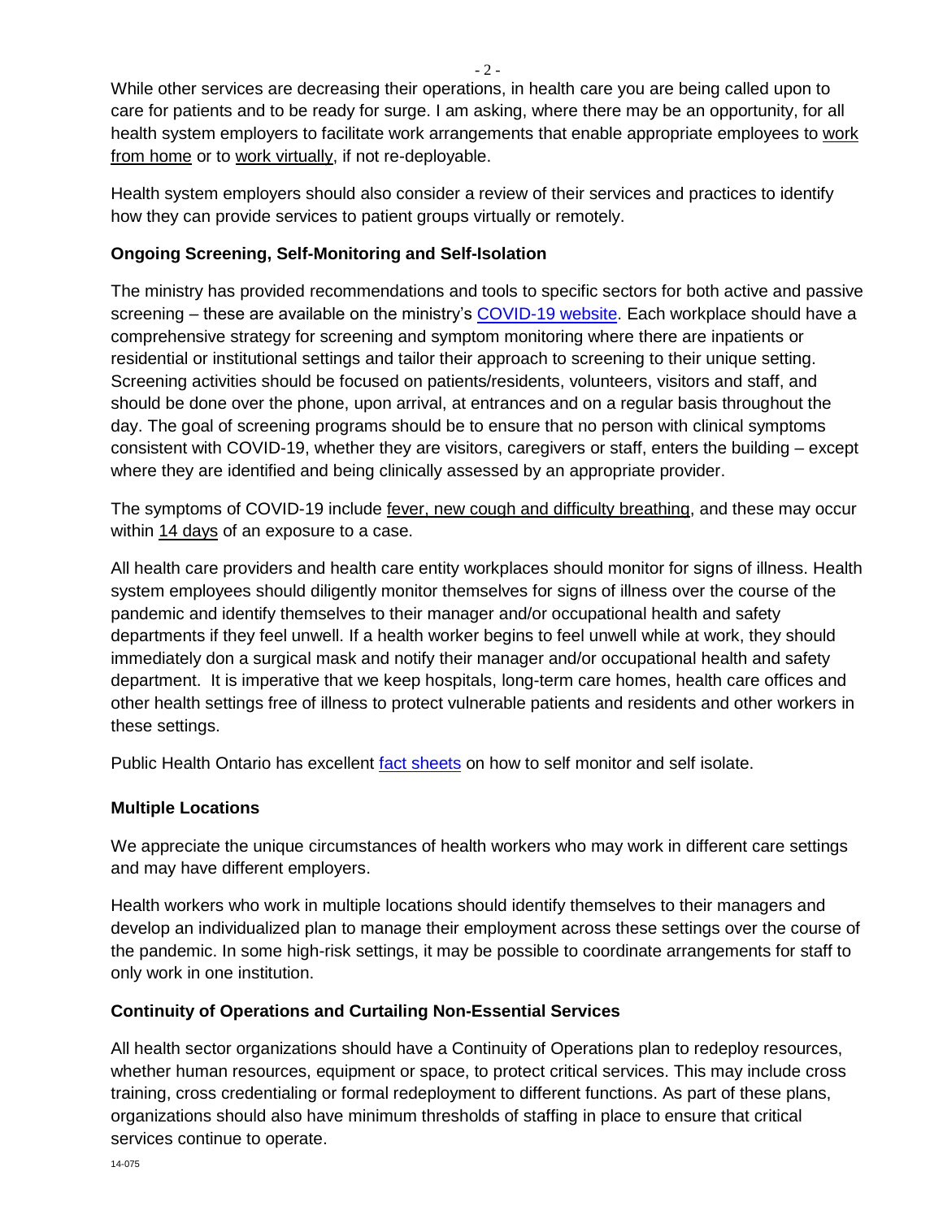While other services are decreasing their operations, in health care you are being called upon to care for patients and to be ready for surge. I am asking, where there may be an opportunity, for all health system employers to facilitate work arrangements that enable appropriate employees to work from home or to work virtually, if not re-deployable.

Health system employers should also consider a review of their services and practices to identify how they can provide services to patient groups virtually or remotely.

**Ongoing Screening, Self-Monitoring and Self-Isolation**

The ministry has provided recommendations and tools to specific sectors for both active and passive screening – these are available on the ministry's COVID-19 website. Each workplace should have a comprehensive strategy for screening and symptom monitoring where there are inpatients or residential or institutional settings and tailor their approach to screening to their unique setting. Screening activities should be focused on patients/residents, volunteers, visitors and staff, and should be done over the phone, upon arrival, at entrances and on a regular basis throughout the day. The goal of screening programs should be to ensure that no person with clinical symptoms consistent with COVID-19, whether they are visitors, caregivers or staff, enters the building – except where they are identified and being clinically assessed by an appropriate provider.

The symptoms of COVID-19 include fever, new cough and difficulty breathing, and these may occur within 14 days of an exposure to a case.

All health care providers and health care entity workplaces should monitor for signs of illness. Health system employees should diligently monitor themselves for signs of illness over the course of the pandemic and identify themselves to their manager and/or occupational health and safety departments if they feel unwell. If a health worker begins to feel unwell while at work, they should immediately don a surgical mask and notify their manager and/or occupational health and safety department. It is imperative that we keep hospitals, long-term care homes, health care offices and other health settings free of illness to protect vulnerable patients and residents and other workers in these settings.

Public Health Ontario has excellent fact sheets on how to self monitor and self isolate.

**Multiple Locations**

We appreciate the unique circumstances of health workers who may work in different care settings and may have different employers.

Health workers who work in multiple locations should identify themselves to their managers and develop an individualized plan to manage their employment across these settings over the course of the pandemic. In some high-risk settings, it may be possible to coordinate arrangements for staff to only work in one institution.

**Continuity of Operations and Curtailing Non-Essential Services**

All health sector organizations should have a Continuity of Operations plan to redeploy resources, whether human resources, equipment or space, to protect critical services. This may include cross training, cross credentialing or formal redeployment to different functions. As part of these plans, organizations should also have minimum thresholds of staffing in place to ensure that critical services continue to operate.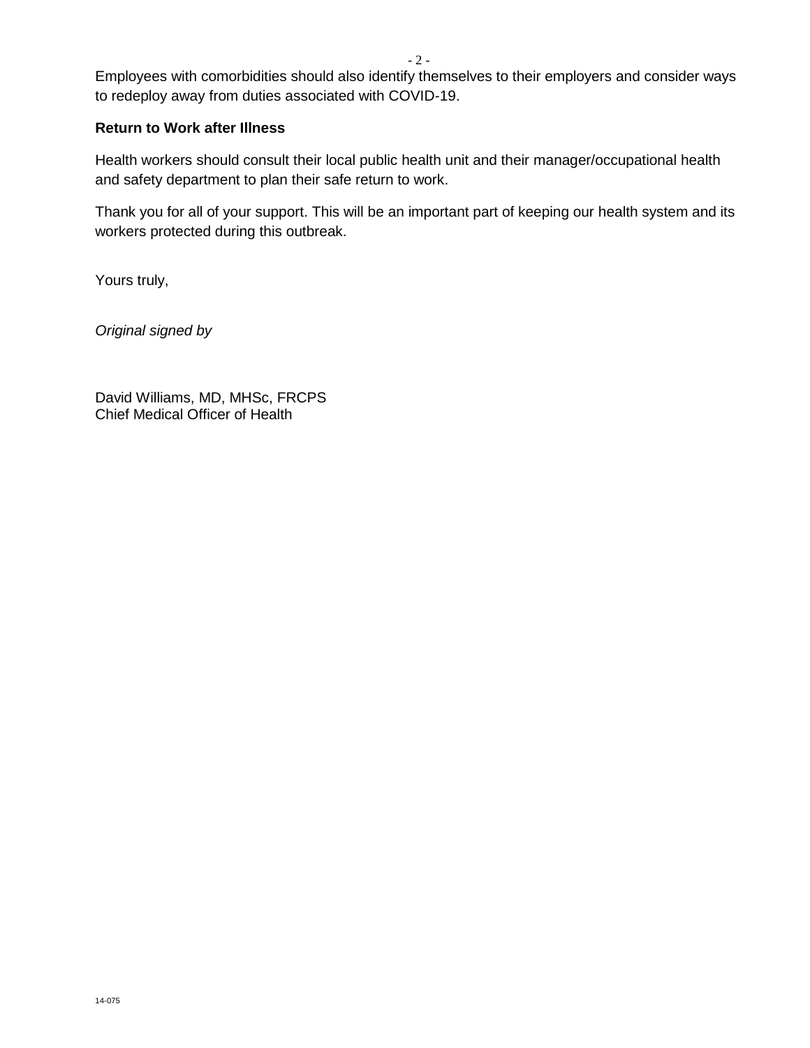Employees with comorbidities should also identify themselves to their employers and consider ways to redeploy away from duties associated with COVID-19.

**Return to Work after Illness**

Health workers should consult their local public health unit and their manager/occupational health and safety department to plan their safe return to work.

Thank you for all of your support. This will be an important part of keeping our health system and its workers protected during this outbreak.

Yours truly,

*Original signed by*

David Williams, MD, MHSc, FRCPS
Chief Medical Officer of Health

14-075